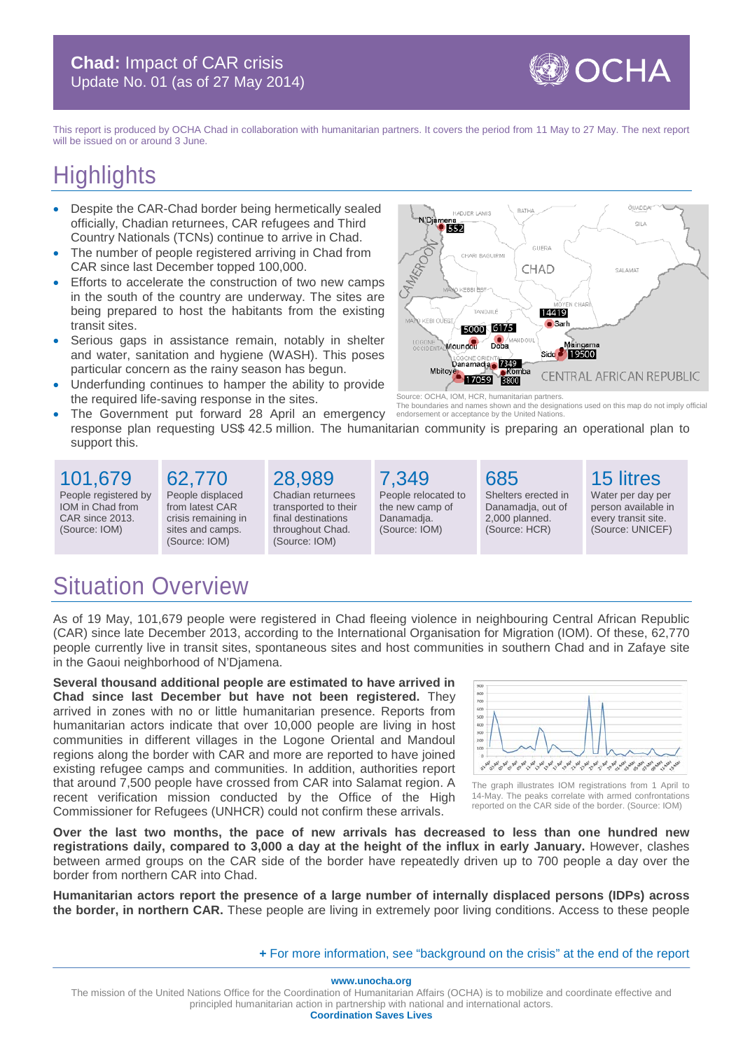# **Chad:** Impact of CAR crisis

Update No. 01 (as of 27 May 2014)

This report is produced by OCHA Chad in collaboration with humanitarian partners. It covers the period from 11 May to 27 May. The next report will be issued on or around 3 June.

## Highlights

- Despite the CAR-Chad border being hermetically sealed officially, Chadian returnees, CAR refugees and Third Country Nationals (TCNs) continue to arrive in Chad.
- The number of people registered arriving in Chad from CAR since last December topped 100,000.
- Efforts to accelerate the construction of two new camps in the south of the country are underway. The sites are being prepared to host the habitants from the existing transit sites.
- Serious gaps in assistance remain, notably in shelter and water, sanitation and hygiene (WASH). This poses particular concern as the rainy season has begun.
- Underfunding continues to hamper the ability to provide the required life-saving response in the sites.
- The Government put forward 28 April an emergency response plan requesting US$ 42.5 million. The humanitarian community is preparing an operational plan to support this.

Source: OCHA, IOM, HCR, humanitarian partners.
The boundaries and names shown and the designations used on this map do not imply official endorsement or acceptance by the United Nations.

| 101,679 | 62,770 | 28,989 | 7,349 | 685 | 15 litres |
|---|---|---|---|---|---|
| People registered by IOM in Chad from CAR since 2013. (Source: IOM) | People displaced from latest CAR crisis remaining in sites and camps. (Source: IOM) | Chadian returnees transported to their final destinations throughout Chad. (Source: IOM) | People relocated to the new camp of Danamadja. (Source: IOM) | Shelters erected in Danamadja, out of 2,000 planned. (Source: HCR) | Water per day per person available in every transit site. (Source: UNICEF) |

## Situation Overview

As of 19 May, 101,679 people were registered in Chad fleeing violence in neighbouring Central African Republic (CAR) since late December 2013, according to the International Organisation for Migration (IOM). Of these, 62,770 people currently live in transit sites, spontaneous sites and host communities in southern Chad and in Zafaye site in the Gaoui neighborhood of N'Djamena.

**Several thousand additional people are estimated to have arrived in Chad since last December but have not been registered.** They arrived in zones with no or little humanitarian presence. Reports from humanitarian actors indicate that over 10,000 people are living in host communities in different villages in the Logone Oriental and Mandoul regions along the border with CAR and more are reported to have joined existing refugee camps and communities. In addition, authorities report that around 7,500 people have crossed from CAR into Salamat region. A recent verification mission conducted by the Office of the High Commissioner for Refugees (UNHCR) could not confirm these arrivals.

The graph illustrates IOM registrations from 1 April to 14-May. The peaks correlate with armed confrontations reported on the CAR side of the border. (Source: IOM)

**Over the last two months, the pace of new arrivals has decreased to less than one hundred new registrations daily, compared to 3,000 a day at the height of the influx in early January.** However, clashes between armed groups on the CAR side of the border have repeatedly driven up to 700 people a day over the border from northern CAR into Chad.

**Humanitarian actors report the presence of a large number of internally displaced persons (IDPs) across the border, in northern CAR.** These people are living in extremely poor living conditions. Access to these people

**+** For more information, see "background on the crisis" at the end of the report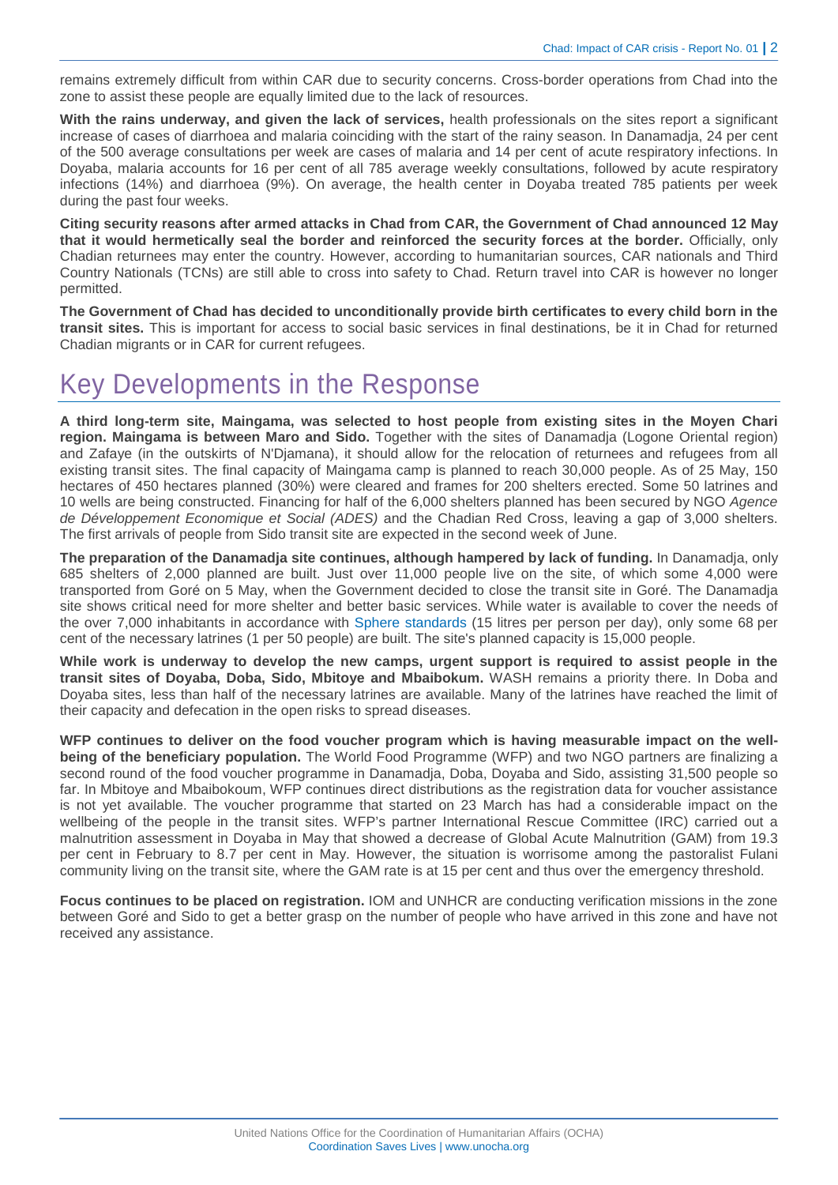remains extremely difficult from within CAR due to security concerns. Cross-border operations from Chad into the zone to assist these people are equally limited due to the lack of resources.

**With the rains underway, and given the lack of services,** health professionals on the sites report a significant increase of cases of diarrhoea and malaria coinciding with the start of the rainy season. In Danamadja, 24 per cent of the 500 average consultations per week are cases of malaria and 14 per cent of acute respiratory infections. In Doyaba, malaria accounts for 16 per cent of all 785 average weekly consultations, followed by acute respiratory infections (14%) and diarrhoea (9%). On average, the health center in Doyaba treated 785 patients per week during the past four weeks.

**Citing security reasons after armed attacks in Chad from CAR, the Government of Chad announced 12 May that it would hermetically seal the border and reinforced the security forces at the border.** Officially, only Chadian returnees may enter the country. However, according to humanitarian sources, CAR nationals and Third Country Nationals (TCNs) are still able to cross into safety to Chad. Return travel into CAR is however no longer permitted.

**The Government of Chad has decided to unconditionally provide birth certificates to every child born in the transit sites.** This is important for access to social basic services in final destinations, be it in Chad for returned Chadian migrants or in CAR for current refugees.

# Key Developments in the Response

**A third long-term site, Maingama, was selected to host people from existing sites in the Moyen Chari region. Maingama is between Maro and Sido.** Together with the sites of Danamadja (Logone Oriental region) and Zafaye (in the outskirts of N'Djamana), it should allow for the relocation of returnees and refugees from all existing transit sites. The final capacity of Maingama camp is planned to reach 30,000 people. As of 25 May, 150 hectares of 450 hectares planned (30%) were cleared and frames for 200 shelters erected. Some 50 latrines and 10 wells are being constructed. Financing for half of the 6,000 shelters planned has been secured by NGO *Agence de Développement Economique et Social (ADES)* and the Chadian Red Cross, leaving a gap of 3,000 shelters. The first arrivals of people from Sido transit site are expected in the second week of June.

**The preparation of the Danamadja site continues, although hampered by lack of funding.** In Danamadja, only 685 shelters of 2,000 planned are built. Just over 11,000 people live on the site, of which some 4,000 were transported from Goré on 5 May, when the Government decided to close the transit site in Goré. The Danamadja site shows critical need for more shelter and better basic services. While water is available to cover the needs of the over 7,000 inhabitants in accordance with Sphere standards (15 litres per person per day), only some 68 per cent of the necessary latrines (1 per 50 people) are built. The site's planned capacity is 15,000 people.

**While work is underway to develop the new camps, urgent support is required to assist people in the transit sites of Doyaba, Doba, Sido, Mbitoye and Mbaibokum.** WASH remains a priority there. In Doba and Doyaba sites, less than half of the necessary latrines are available. Many of the latrines have reached the limit of their capacity and defecation in the open risks to spread diseases.

**WFP continues to deliver on the food voucher program which is having measurable impact on the well-being of the beneficiary population.** The World Food Programme (WFP) and two NGO partners are finalizing a second round of the food voucher programme in Danamadja, Doba, Doyaba and Sido, assisting 31,500 people so far. In Mbitoye and Mbaibokoum, WFP continues direct distributions as the registration data for voucher assistance is not yet available. The voucher programme that started on 23 March has had a considerable impact on the wellbeing of the people in the transit sites. WFP's partner International Rescue Committee (IRC) carried out a malnutrition assessment in Doyaba in May that showed a decrease of Global Acute Malnutrition (GAM) from 19.3 per cent in February to 8.7 per cent in May. However, the situation is worrisome among the pastoralist Fulani community living on the transit site, where the GAM rate is at 15 per cent and thus over the emergency threshold.

**Focus continues to be placed on registration.** IOM and UNHCR are conducting verification missions in the zone between Goré and Sido to get a better grasp on the number of people who have arrived in this zone and have not received any assistance.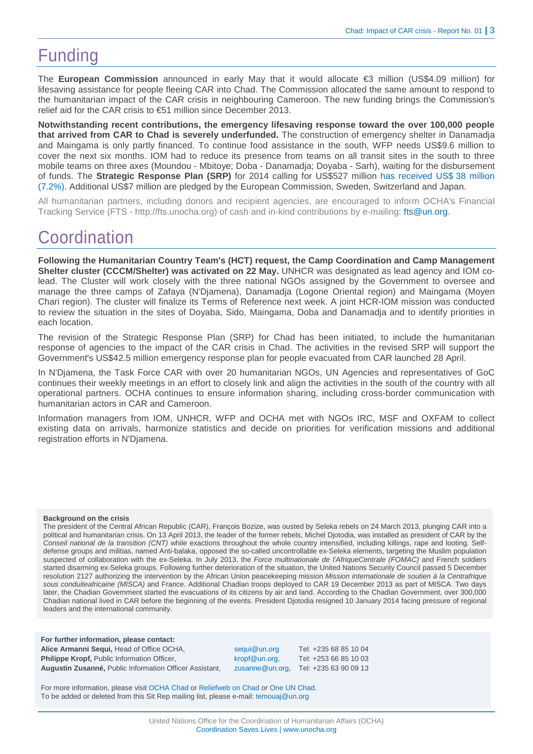# Funding

The **European Commission** announced in early May that it would allocate €3 million (US$4.09 million) for lifesaving assistance for people fleeing CAR into Chad. The Commission allocated the same amount to respond to the humanitarian impact of the CAR crisis in neighbouring Cameroon. The new funding brings the Commission's relief aid for the CAR crisis to €51 million since December 2013.

**Notwithstanding recent contributions, the emergency lifesaving response toward the over 100,000 people that arrived from CAR to Chad is severely underfunded.** The construction of emergency shelter in Danamadja and Maingama is only partly financed. To continue food assistance in the south, WFP needs US$9.6 million to cover the next six months. IOM had to reduce its presence from teams on all transit sites in the south to three mobile teams on three axes (Moundou - Mbitoye; Doba - Danamadja; Doyaba - Sarh), waiting for the disbursement of funds. The **Strategic Response Plan (SRP)** for 2014 calling for US$527 million has received US$ 38 million (7.2%). Additional US$7 million are pledged by the European Commission, Sweden, Switzerland and Japan.

All humanitarian partners, including donors and recipient agencies, are encouraged to inform OCHA's Financial Tracking Service (FTS - http://fts.unocha.org) of cash and in-kind contributions by e-mailing: fts@un.org.

# Coordination

**Following the Humanitarian Country Team's (HCT) request, the Camp Coordination and Camp Management Shelter cluster (CCCM/Shelter) was activated on 22 May.** UNHCR was designated as lead agency and IOM co-lead. The Cluster will work closely with the three national NGOs assigned by the Government to oversee and manage the three camps of Zafaya (N'Djamena), Danamadja (Logone Oriental region) and Maingama (Moyen Chari region). The cluster will finalize its Terms of Reference next week. A joint HCR-IOM mission was conducted to review the situation in the sites of Doyaba, Sido, Maingama, Doba and Danamadja and to identify priorities in each location.

The revision of the Strategic Response Plan (SRP) for Chad has been initiated, to include the humanitarian response of agencies to the impact of the CAR crisis in Chad. The activities in the revised SRP will support the Government's US$42.5 million emergency response plan for people evacuated from CAR launched 28 April.

In N'Djamena, the Task Force CAR with over 20 humanitarian NGOs, UN Agencies and representatives of GoC continues their weekly meetings in an effort to closely link and align the activities in the south of the country with all operational partners. OCHA continues to ensure information sharing, including cross-border communication with humanitarian actors in CAR and Cameroon.

Information managers from IOM, UNHCR, WFP and OCHA met with NGOs IRC, MSF and OXFAM to collect existing data on arrivals, harmonize statistics and decide on priorities for verification missions and additional registration efforts in N'Djamena.

**Background on the crisis**

The president of the Central African Republic (CAR), François Bozize, was ousted by Seleka rebels on 24 March 2013, plunging CAR into a political and humanitarian crisis. On 13 April 2013, the leader of the former rebels, Michel Djotodia, was installed as president of CAR by the *Conseil national de la transition (CNT)* while exactions throughout the whole country intensified, including killings, rape and looting. Self-defense groups and militias, named Anti-balaka, opposed the so-called uncontrollable ex-Seleka elements, targeting the Muslim population suspected of collaboration with the ex-Seleka. In July 2013, the *Force multinationale de l'AfriqueCentrale (FOMAC)* and French soldiers started disarming ex-Seleka groups. Following further deterioration of the situation, the United Nations Security Council passed 5 December resolution 2127 authorizing the intervention by the African Union peacekeeping mission *Mission internationale de soutien à la Centrafrique sous conduiteafricaine (MISCA)* and France. Additional Chadian troops deployed to CAR 19 December 2013 as part of MISCA. Two days later, the Chadian Government started the evacuations of its citizens by air and land. According to the Chadian Government, over 300,000 Chadian national lived in CAR before the beginning of the events. President Djotodia resigned 10 January 2014 facing pressure of regional leaders and the international community.

**For further information, please contact:**

| | | |
|---|---|---|
| **Alice Armanni Sequi,** Head of Office OCHA, | sequi@un.org | Tel: +235 68 85 10 04 |
| **Philippe Kropf,** Public Information Officer, | kropf@un.org, | Tel: +253 66 85 10 03 |
| **Augustin Zusanné,** Public Information Officer Assistant, | zusanne@un.org, | Tel: +235 63 90 09 13 |

For more information, please visit OCHA Chad or Reliefweb on Chad or One UN Chad.
To be added or deleted from this Sit Rep mailing list, please e-mail: temouaj@un.org

United Nations Office for the Coordination of Humanitarian Affairs (OCHA)
Coordination Saves Lives | www.unocha.org